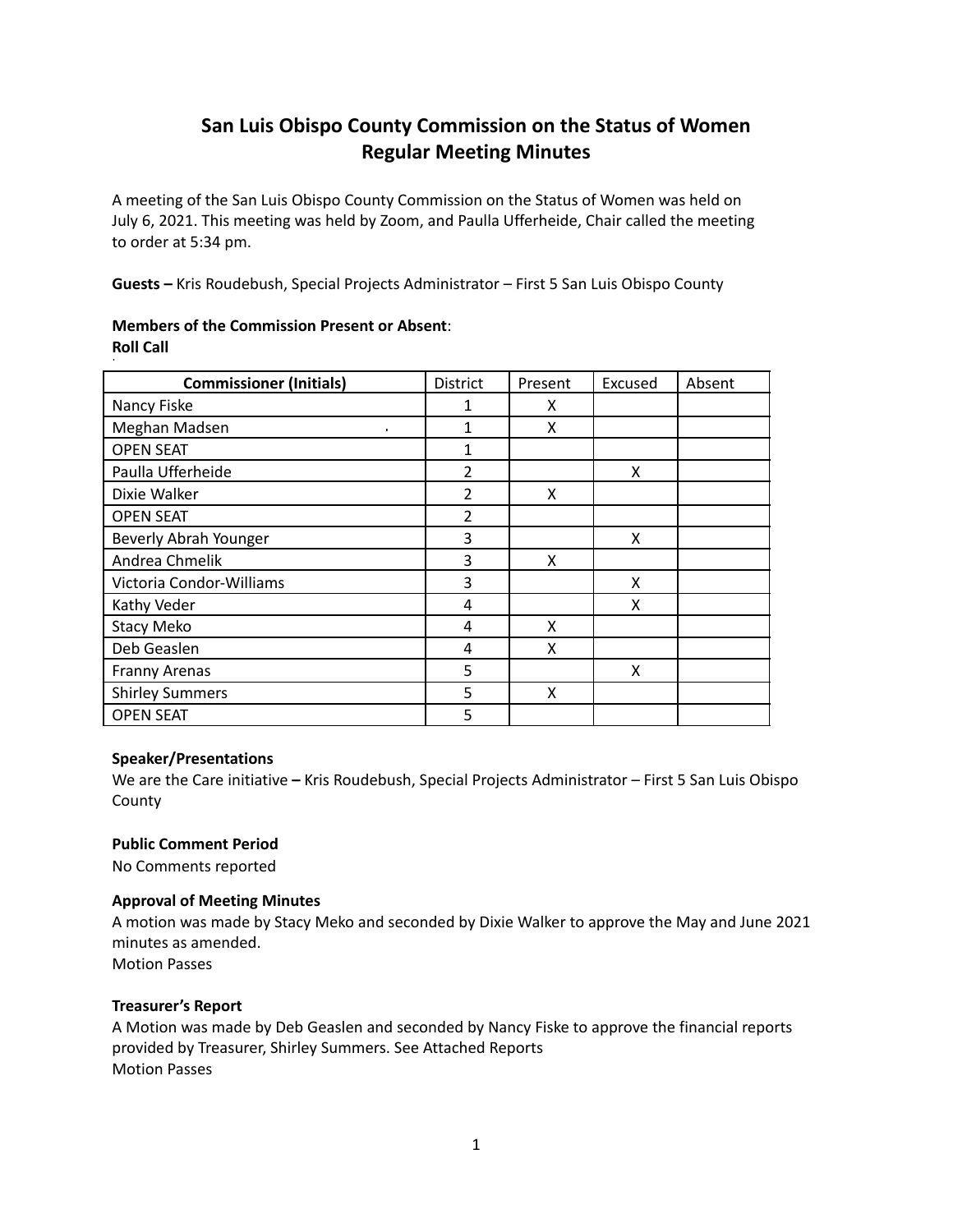# San Luis Obispo County Commission on the Status of Women
# Regular Meeting Minutes

A meeting of the San Luis Obispo County Commission on the Status of Women was held on July 6, 2021. This meeting was held by Zoom, and Paulla Ufferheide, Chair called the meeting to order at 5:34 pm.

**Guests –** Kris Roudebush, Special Projects Administrator – First 5 San Luis Obispo County

**Members of the Commission Present or Absent**:
**Roll Call**

| Commissioner (Initials) | District | Present | Excused | Absent |
|---|---|---|---|---|
| Nancy Fiske | 1 | X | | |
| Meghan Madsen | 1 | X | | |
| OPEN SEAT | 1 | | | |
| Paulla Ufferheide | 2 | | X | |
| Dixie Walker | 2 | X | | |
| OPEN SEAT | 2 | | | |
| Beverly Abrah Younger | 3 | | X | |
| Andrea Chmelik | 3 | X | | |
| Victoria Condor-Williams | 3 | | X | |
| Kathy Veder | 4 | | X | |
| Stacy Meko | 4 | X | | |
| Deb Geaslen | 4 | X | | |
| Franny Arenas | 5 | | X | |
| Shirley Summers | 5 | X | | |
| OPEN SEAT | 5 | | | |

**Speaker/Presentations**
We are the Care initiative **–** Kris Roudebush, Special Projects Administrator – First 5 San Luis Obispo County

**Public Comment Period**
No Comments reported

**Approval of Meeting Minutes**
A motion was made by Stacy Meko and seconded by Dixie Walker to approve the May and June 2021 minutes as amended.
Motion Passes

**Treasurer's Report**
A Motion was made by Deb Geaslen and seconded by Nancy Fiske to approve the financial reports provided by Treasurer, Shirley Summers. See Attached Reports
Motion Passes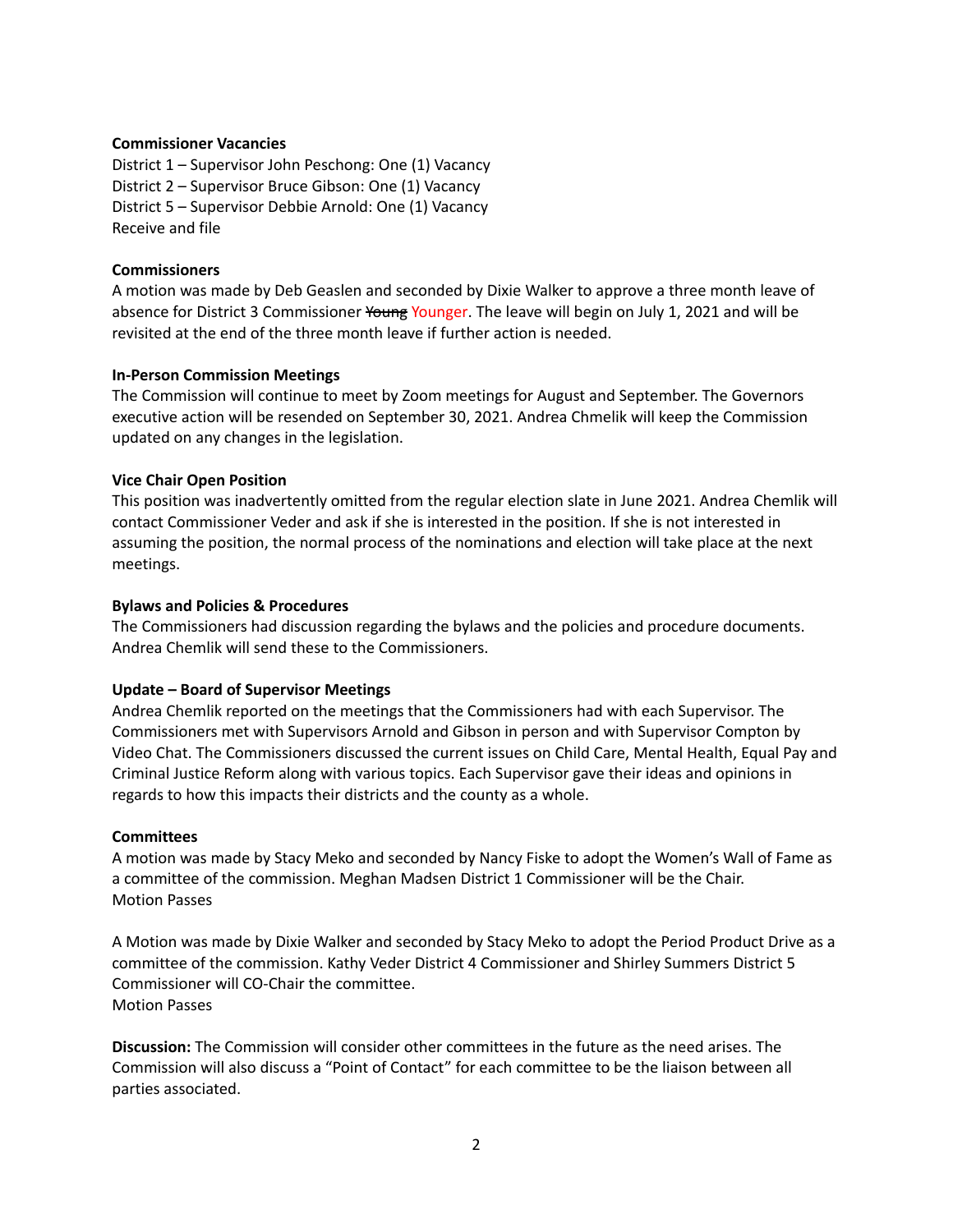**Commissioner Vacancies**

District 1 – Supervisor John Peschong: One (1) Vacancy
District 2 – Supervisor Bruce Gibson: One (1) Vacancy
District 5 – Supervisor Debbie Arnold: One (1) Vacancy
Receive and file

**Commissioners**

A motion was made by Deb Geaslen and seconded by Dixie Walker to approve a three month leave of absence for District 3 Commissioner ~~Young~~ Younger. The leave will begin on July 1, 2021 and will be revisited at the end of the three month leave if further action is needed.

**In-Person Commission Meetings**

The Commission will continue to meet by Zoom meetings for August and September. The Governors executive action will be resended on September 30, 2021. Andrea Chmelik will keep the Commission updated on any changes in the legislation.

**Vice Chair Open Position**

This position was inadvertently omitted from the regular election slate in June 2021. Andrea Chemlik will contact Commissioner Veder and ask if she is interested in the position. If she is not interested in assuming the position, the normal process of the nominations and election will take place at the next meetings.

**Bylaws and Policies & Procedures**

The Commissioners had discussion regarding the bylaws and the policies and procedure documents. Andrea Chemlik will send these to the Commissioners.

**Update – Board of Supervisor Meetings**

Andrea Chemlik reported on the meetings that the Commissioners had with each Supervisor. The Commissioners met with Supervisors Arnold and Gibson in person and with Supervisor Compton by Video Chat. The Commissioners discussed the current issues on Child Care, Mental Health, Equal Pay and Criminal Justice Reform along with various topics. Each Supervisor gave their ideas and opinions in regards to how this impacts their districts and the county as a whole.

**Committees**

A motion was made by Stacy Meko and seconded by Nancy Fiske to adopt the Women's Wall of Fame as a committee of the commission. Meghan Madsen District 1 Commissioner will be the Chair.
Motion Passes

A Motion was made by Dixie Walker and seconded by Stacy Meko to adopt the Period Product Drive as a committee of the commission. Kathy Veder District 4 Commissioner and Shirley Summers District 5 Commissioner will CO-Chair the committee.
Motion Passes

**Discussion:** The Commission will consider other committees in the future as the need arises. The Commission will also discuss a "Point of Contact" for each committee to be the liaison between all parties associated.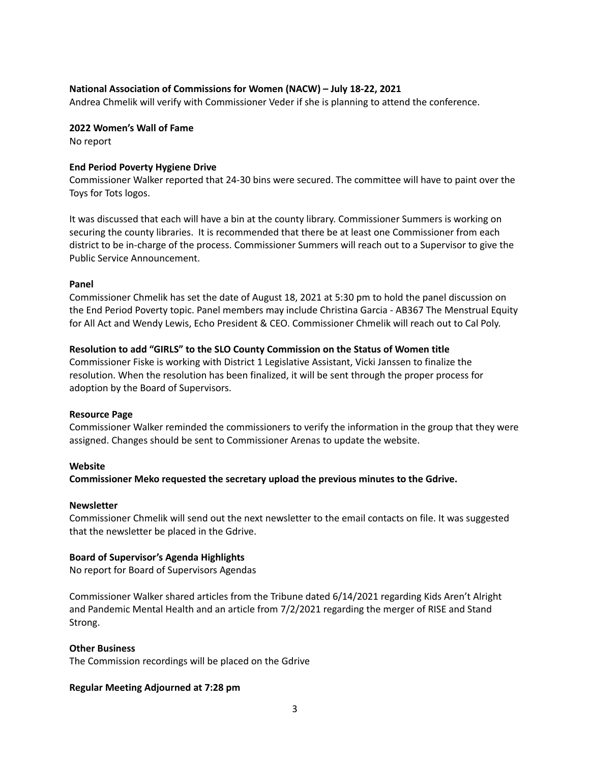**National Association of Commissions for Women (NACW) – July 18-22, 2021**
Andrea Chmelik will verify with Commissioner Veder if she is planning to attend the conference.

**2022 Women's Wall of Fame**
No report

**End Period Poverty Hygiene Drive**
Commissioner Walker reported that 24-30 bins were secured. The committee will have to paint over the Toys for Tots logos.

It was discussed that each will have a bin at the county library. Commissioner Summers is working on securing the county libraries. It is recommended that there be at least one Commissioner from each district to be in-charge of the process. Commissioner Summers will reach out to a Supervisor to give the Public Service Announcement.

**Panel**
Commissioner Chmelik has set the date of August 18, 2021 at 5:30 pm to hold the panel discussion on the End Period Poverty topic. Panel members may include Christina Garcia - AB367 The Menstrual Equity for All Act and Wendy Lewis, Echo President & CEO. Commissioner Chmelik will reach out to Cal Poly.

**Resolution to add "GIRLS" to the SLO County Commission on the Status of Women title**
Commissioner Fiske is working with District 1 Legislative Assistant, Vicki Janssen to finalize the resolution. When the resolution has been finalized, it will be sent through the proper process for adoption by the Board of Supervisors.

**Resource Page**
Commissioner Walker reminded the commissioners to verify the information in the group that they were assigned. Changes should be sent to Commissioner Arenas to update the website.

**Website**
**Commissioner Meko requested the secretary upload the previous minutes to the Gdrive.**

**Newsletter**
Commissioner Chmelik will send out the next newsletter to the email contacts on file. It was suggested that the newsletter be placed in the Gdrive.

**Board of Supervisor's Agenda Highlights**
No report for Board of Supervisors Agendas

Commissioner Walker shared articles from the Tribune dated 6/14/2021 regarding Kids Aren't Alright and Pandemic Mental Health and an article from 7/2/2021 regarding the merger of RISE and Stand Strong.

**Other Business**
The Commission recordings will be placed on the Gdrive

**Regular Meeting Adjourned at 7:28 pm**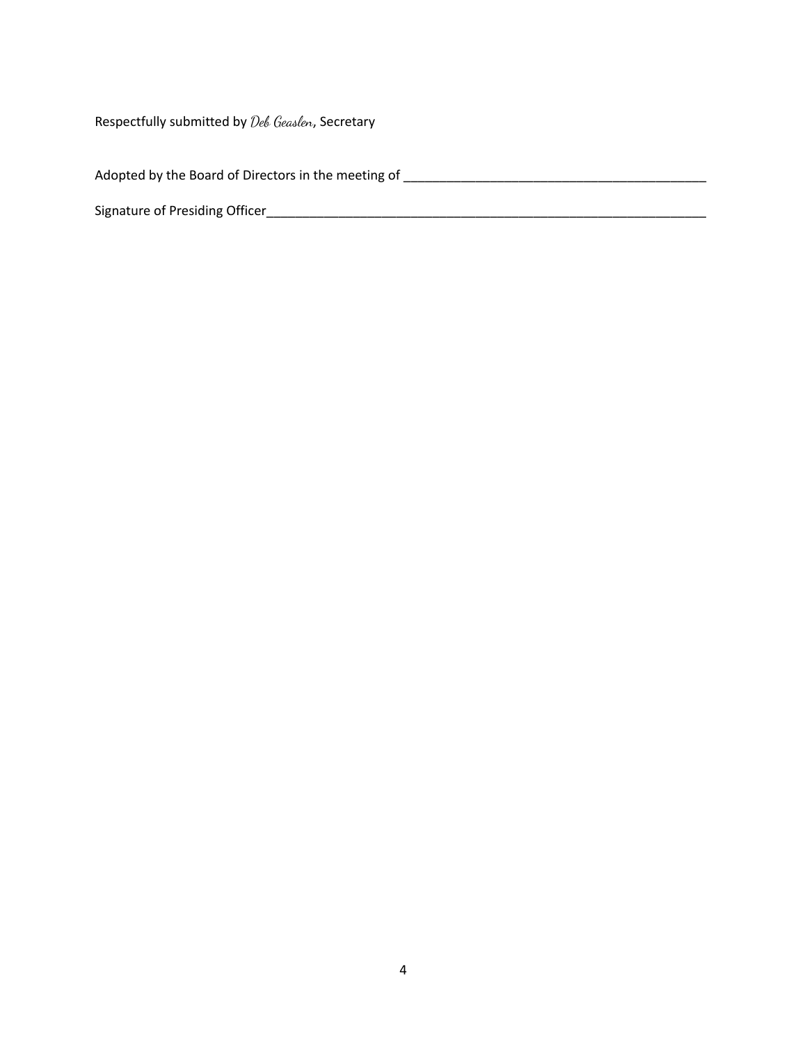Respectfully submitted by *Deb Geaslen*, Secretary

Adopted by the Board of Directors in the meeting of ___________________________________________

Signature of Presiding Officer_________________________________________________________________